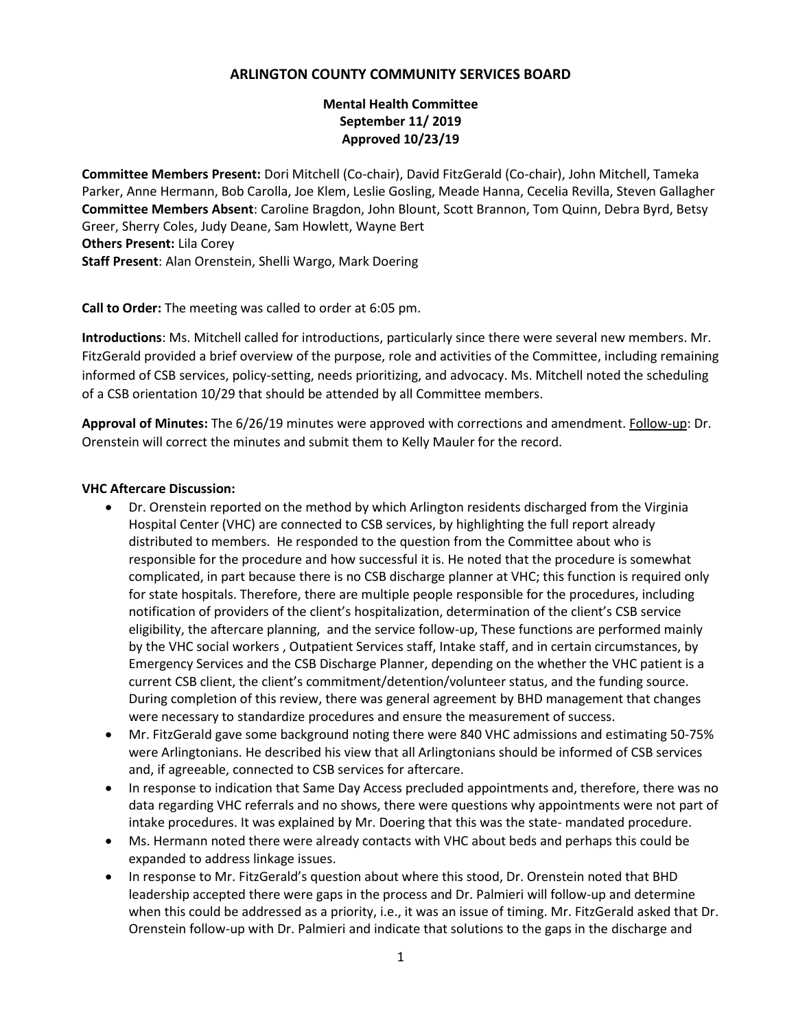# ARLINGTON COUNTY COMMUNITY SERVICES BOARD

## Mental Health Committee
## September 11/ 2019
## Approved 10/23/19

**Committee Members Present:** Dori Mitchell (Co-chair), David FitzGerald (Co-chair), John Mitchell, Tameka Parker, Anne Hermann, Bob Carolla, Joe Klem, Leslie Gosling, Meade Hanna, Cecelia Revilla, Steven Gallagher
**Committee Members Absent**: Caroline Bragdon, John Blount, Scott Brannon, Tom Quinn, Debra Byrd, Betsy Greer, Sherry Coles, Judy Deane, Sam Howlett, Wayne Bert
**Others Present:** Lila Corey
**Staff Present**: Alan Orenstein, Shelli Wargo, Mark Doering

**Call to Order:** The meeting was called to order at 6:05 pm.

**Introductions**: Ms. Mitchell called for introductions, particularly since there were several new members. Mr. FitzGerald provided a brief overview of the purpose, role and activities of the Committee, including remaining informed of CSB services, policy-setting, needs prioritizing, and advocacy. Ms. Mitchell noted the scheduling of a CSB orientation 10/29 that should be attended by all Committee members.

**Approval of Minutes:** The 6/26/19 minutes were approved with corrections and amendment. Follow-up: Dr. Orenstein will correct the minutes and submit them to Kelly Mauler for the record.

**VHC Aftercare Discussion:**

- Dr. Orenstein reported on the method by which Arlington residents discharged from the Virginia Hospital Center (VHC) are connected to CSB services, by highlighting the full report already distributed to members. He responded to the question from the Committee about who is responsible for the procedure and how successful it is. He noted that the procedure is somewhat complicated, in part because there is no CSB discharge planner at VHC; this function is required only for state hospitals. Therefore, there are multiple people responsible for the procedures, including notification of providers of the client's hospitalization, determination of the client's CSB service eligibility, the aftercare planning, and the service follow-up, These functions are performed mainly by the VHC social workers , Outpatient Services staff, Intake staff, and in certain circumstances, by Emergency Services and the CSB Discharge Planner, depending on the whether the VHC patient is a current CSB client, the client's commitment/detention/volunteer status, and the funding source. During completion of this review, there was general agreement by BHD management that changes were necessary to standardize procedures and ensure the measurement of success.
- Mr. FitzGerald gave some background noting there were 840 VHC admissions and estimating 50-75% were Arlingtonians. He described his view that all Arlingtonians should be informed of CSB services and, if agreeable, connected to CSB services for aftercare.
- In response to indication that Same Day Access precluded appointments and, therefore, there was no data regarding VHC referrals and no shows, there were questions why appointments were not part of intake procedures. It was explained by Mr. Doering that this was the state- mandated procedure.
- Ms. Hermann noted there were already contacts with VHC about beds and perhaps this could be expanded to address linkage issues.
- In response to Mr. FitzGerald's question about where this stood, Dr. Orenstein noted that BHD leadership accepted there were gaps in the process and Dr. Palmieri will follow-up and determine when this could be addressed as a priority, i.e., it was an issue of timing. Mr. FitzGerald asked that Dr. Orenstein follow-up with Dr. Palmieri and indicate that solutions to the gaps in the discharge and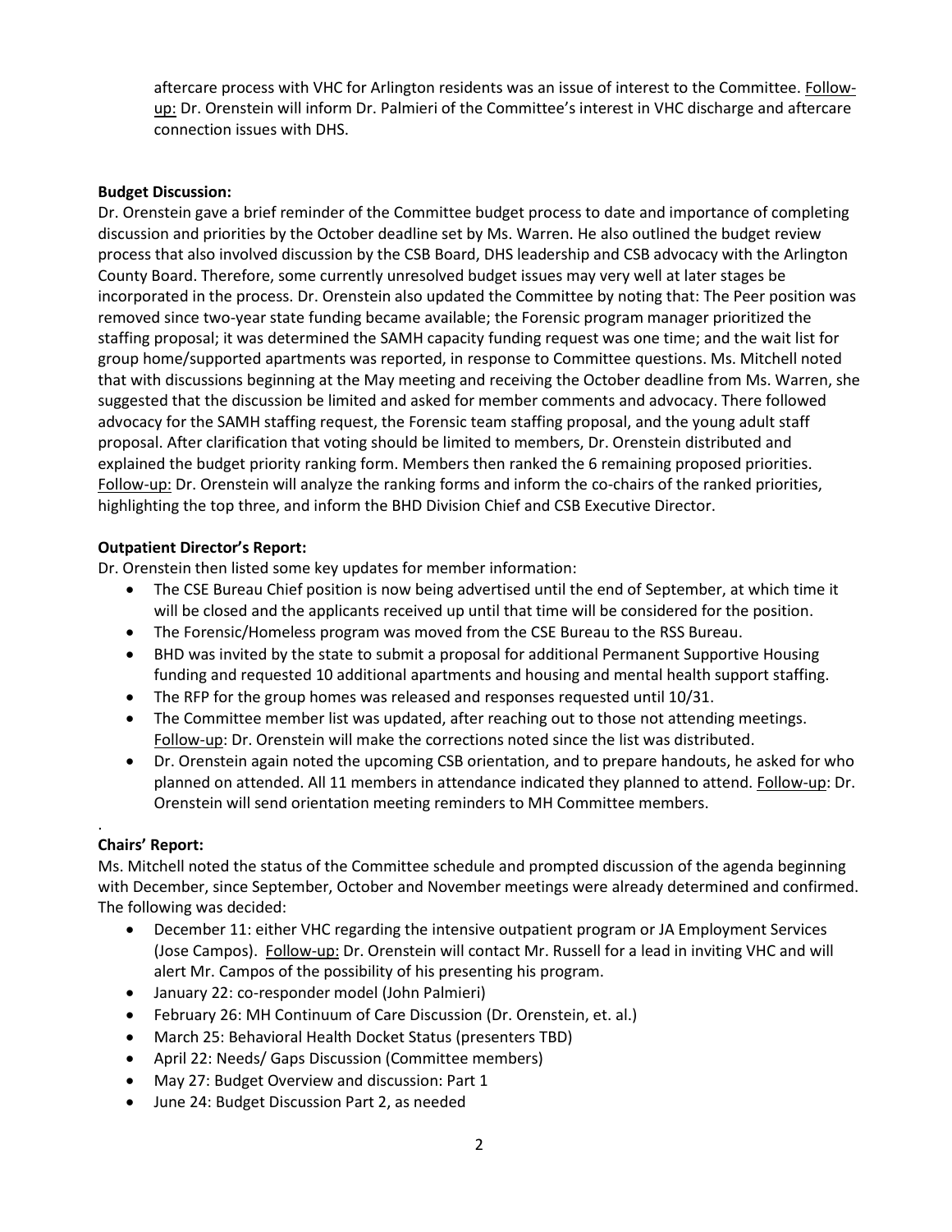aftercare process with VHC for Arlington residents was an issue of interest to the Committee. Follow-up: Dr. Orenstein will inform Dr. Palmieri of the Committee's interest in VHC discharge and aftercare connection issues with DHS.

**Budget Discussion:**

Dr. Orenstein gave a brief reminder of the Committee budget process to date and importance of completing discussion and priorities by the October deadline set by Ms. Warren. He also outlined the budget review process that also involved discussion by the CSB Board, DHS leadership and CSB advocacy with the Arlington County Board. Therefore, some currently unresolved budget issues may very well at later stages be incorporated in the process. Dr. Orenstein also updated the Committee by noting that: The Peer position was removed since two-year state funding became available; the Forensic program manager prioritized the staffing proposal; it was determined the SAMH capacity funding request was one time; and the wait list for group home/supported apartments was reported, in response to Committee questions. Ms. Mitchell noted that with discussions beginning at the May meeting and receiving the October deadline from Ms. Warren, she suggested that the discussion be limited and asked for member comments and advocacy. There followed advocacy for the SAMH staffing request, the Forensic team staffing proposal, and the young adult staff proposal. After clarification that voting should be limited to members, Dr. Orenstein distributed and explained the budget priority ranking form. Members then ranked the 6 remaining proposed priorities. Follow-up: Dr. Orenstein will analyze the ranking forms and inform the co-chairs of the ranked priorities, highlighting the top three, and inform the BHD Division Chief and CSB Executive Director.

**Outpatient Director's Report:**

Dr. Orenstein then listed some key updates for member information:

- The CSE Bureau Chief position is now being advertised until the end of September, at which time it will be closed and the applicants received up until that time will be considered for the position.
- The Forensic/Homeless program was moved from the CSE Bureau to the RSS Bureau.
- BHD was invited by the state to submit a proposal for additional Permanent Supportive Housing funding and requested 10 additional apartments and housing and mental health support staffing.
- The RFP for the group homes was released and responses requested until 10/31.
- The Committee member list was updated, after reaching out to those not attending meetings. Follow-up: Dr. Orenstein will make the corrections noted since the list was distributed.
- Dr. Orenstein again noted the upcoming CSB orientation, and to prepare handouts, he asked for who planned on attended. All 11 members in attendance indicated they planned to attend. Follow-up: Dr. Orenstein will send orientation meeting reminders to MH Committee members.

.

**Chairs' Report:**

Ms. Mitchell noted the status of the Committee schedule and prompted discussion of the agenda beginning with December, since September, October and November meetings were already determined and confirmed. The following was decided:

- December 11: either VHC regarding the intensive outpatient program or JA Employment Services (Jose Campos). Follow-up: Dr. Orenstein will contact Mr. Russell for a lead in inviting VHC and will alert Mr. Campos of the possibility of his presenting his program.
- January 22: co-responder model (John Palmieri)
- February 26: MH Continuum of Care Discussion (Dr. Orenstein, et. al.)
- March 25: Behavioral Health Docket Status (presenters TBD)
- April 22: Needs/ Gaps Discussion (Committee members)
- May 27: Budget Overview and discussion: Part 1
- June 24: Budget Discussion Part 2, as needed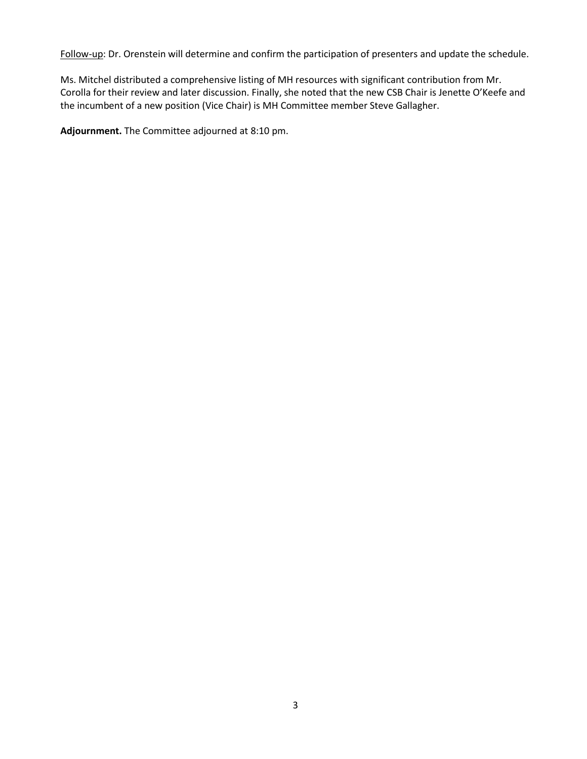<u>Follow-up</u>: Dr. Orenstein will determine and confirm the participation of presenters and update the schedule.

Ms. Mitchel distributed a comprehensive listing of MH resources with significant contribution from Mr. Corolla for their review and later discussion. Finally, she noted that the new CSB Chair is Jenette O'Keefe and the incumbent of a new position (Vice Chair) is MH Committee member Steve Gallagher.

**Adjournment.** The Committee adjourned at 8:10 pm.